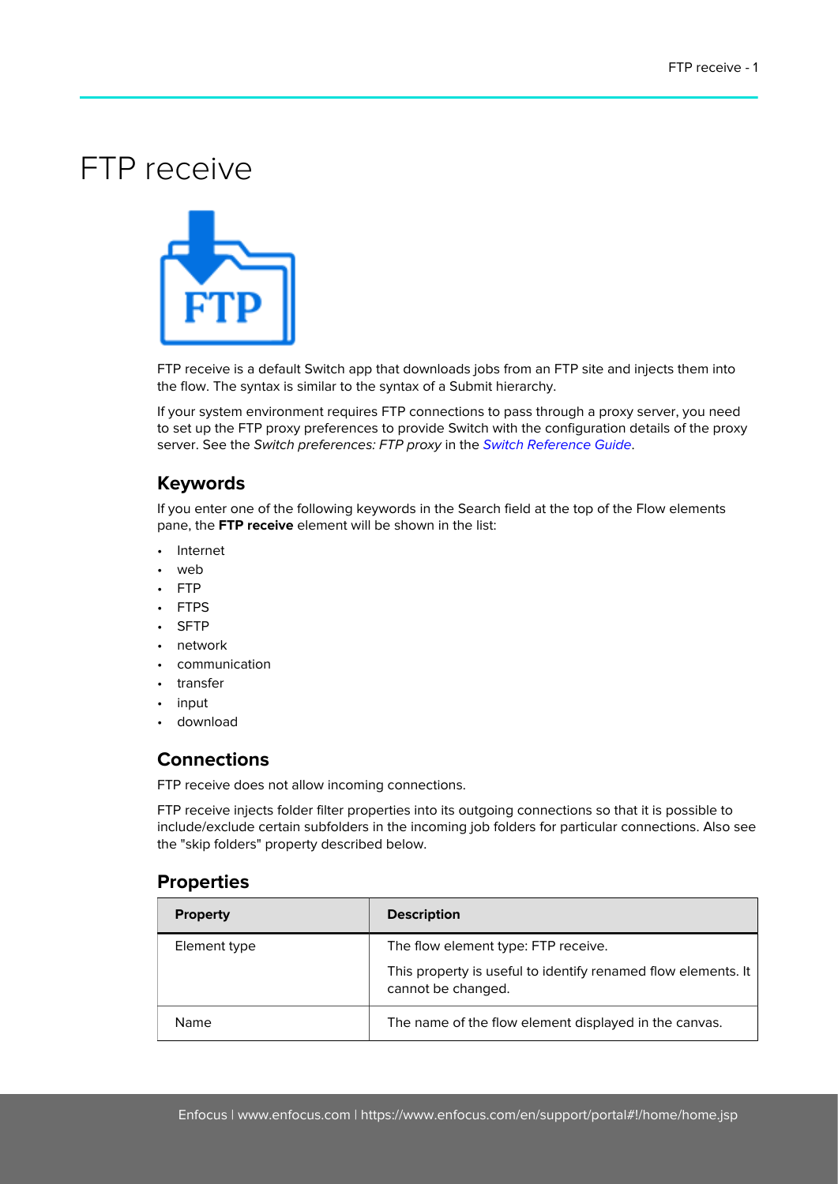# FTP receive

FTP receive is a default Switch app that downloads jobs from an FTP site and injects them into the flow. The syntax is similar to the syntax of a Submit hierarchy.

If your system environment requires FTP connections to pass through a proxy server, you need to set up the FTP proxy preferences to provide Switch with the configuration details of the proxy server. See the *Switch preferences: FTP proxy* in the *Switch Reference Guide*.

## Keywords

If you enter one of the following keywords in the Search field at the top of the Flow elements pane, the **FTP receive** element will be shown in the list:

- Internet
- web
- FTP
- FTPS
- SFTP
- network
- communication
- transfer
- input
- download

## Connections

FTP receive does not allow incoming connections.

FTP receive injects folder filter properties into its outgoing connections so that it is possible to include/exclude certain subfolders in the incoming job folders for particular connections. Also see the "skip folders" property described below.

## Properties

| Property | Description |
|---|---|
| Element type | The flow element type: FTP receive.<br><br>This property is useful to identify renamed flow elements. It cannot be changed. |
| Name | The name of the flow element displayed in the canvas. |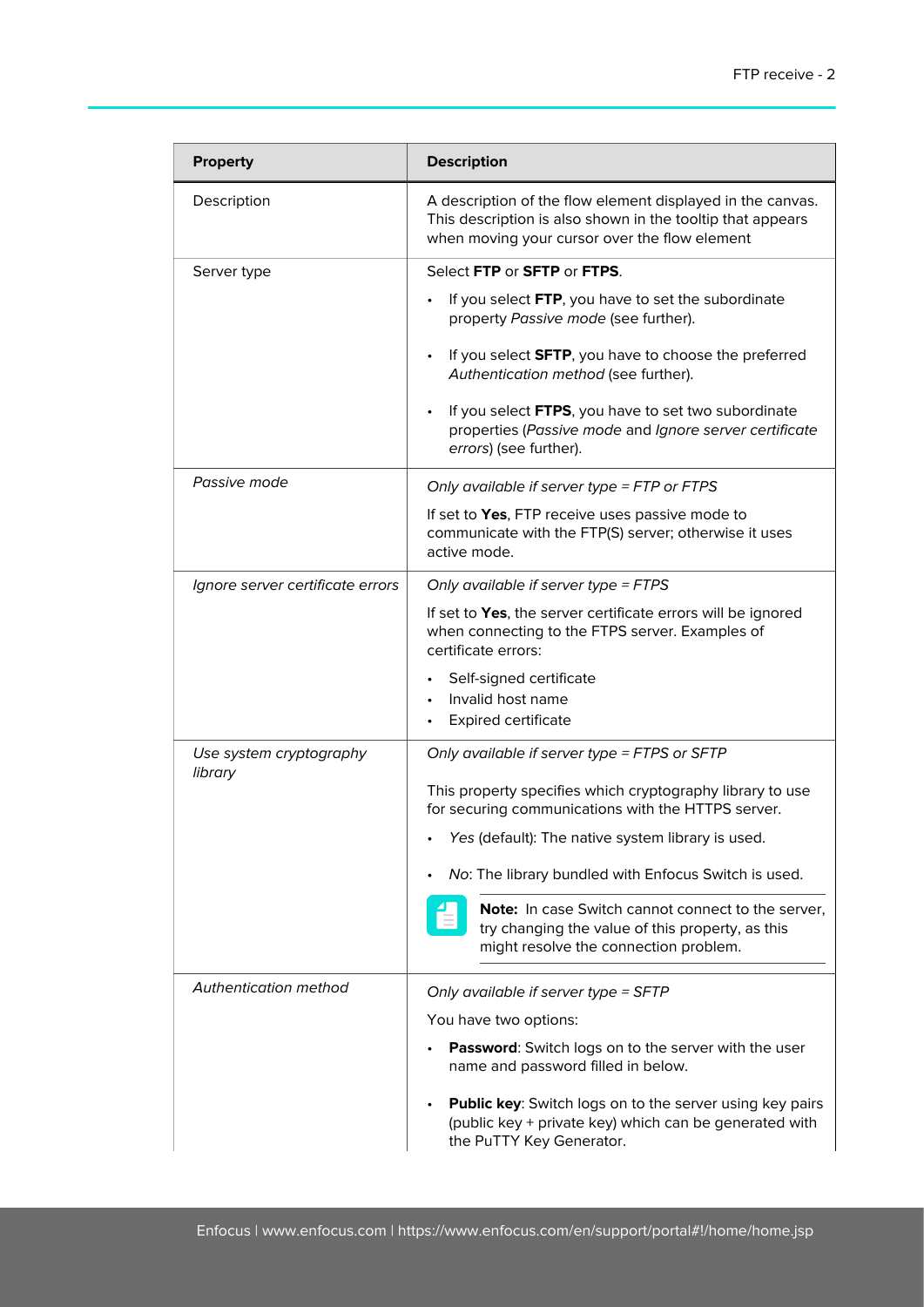| Property | Description |
| --- | --- |
| Description | A description of the flow element displayed in the canvas. This description is also shown in the tooltip that appears when moving your cursor over the flow element |
| Server type | Select **FTP** or **SFTP** or **FTPS**.<br>• If you select **FTP**, you have to set the subordinate property *Passive mode* (see further).<br>• If you select **SFTP**, you have to choose the preferred *Authentication method* (see further).<br>• If you select **FTPS**, you have to set two subordinate properties (*Passive mode* and *Ignore server certificate errors*) (see further). |
| *Passive mode* | *Only available if server type = FTP or FTPS*<br>If set to **Yes**, FTP receive uses passive mode to communicate with the FTP(S) server; otherwise it uses active mode. |
| *Ignore server certificate errors* | *Only available if server type = FTPS*<br>If set to **Yes**, the server certificate errors will be ignored when connecting to the FTPS server. Examples of certificate errors:<br>• Self-signed certificate<br>• Invalid host name<br>• Expired certificate |
| *Use system cryptography library* | *Only available if server type = FTPS or SFTP*<br>This property specifies which cryptography library to use for securing communications with the HTTPS server.<br>• *Yes* (default): The native system library is used.<br>• *No*: The library bundled with Enfocus Switch is used.<br>**Note:** In case Switch cannot connect to the server, try changing the value of this property, as this might resolve the connection problem. |
| *Authentication method* | *Only available if server type = SFTP*<br>You have two options:<br>• **Password**: Switch logs on to the server with the user name and password filled in below.<br>• **Public key**: Switch logs on to the server using key pairs (public key + private key) which can be generated with the PuTTY Key Generator. |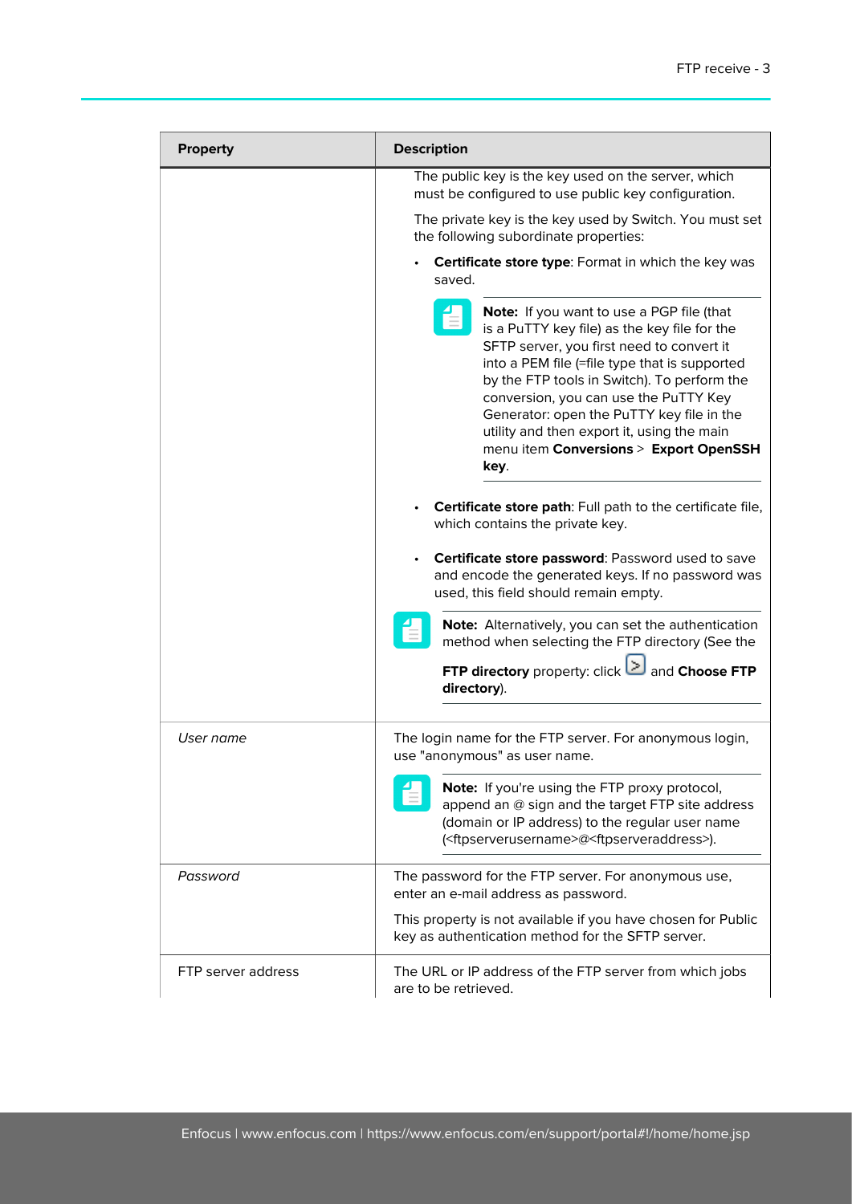| Property | Description |
| --- | --- |
| | The public key is the key used on the server, which must be configured to use public key configuration.<br><br>The private key is the key used by Switch. You must set the following subordinate properties:<br><br>• **Certificate store type**: Format in which the key was saved.<br><br>**Note:** If you want to use a PGP file (that is a PuTTY key file) as the key file for the SFTP server, you first need to convert it into a PEM file (=file type that is supported by the FTP tools in Switch). To perform the conversion, you can use the PuTTY Key Generator: open the PuTTY key file in the utility and then export it, using the main menu item **Conversions** > **Export OpenSSH key**.<br><br>• **Certificate store path**: Full path to the certificate file, which contains the private key.<br><br>• **Certificate store password**: Password used to save and encode the generated keys. If no password was used, this field should remain empty.<br><br>**Note:** Alternatively, you can set the authentication method when selecting the FTP directory (See the **FTP directory** property: click and **Choose FTP directory**). |
| *User name* | The login name for the FTP server. For anonymous login, use "anonymous" as user name.<br><br>**Note:** If you're using the FTP proxy protocol, append an @ sign and the target FTP site address (domain or IP address) to the regular user name (<ftpserverusername>@<ftpserveraddress>). |
| *Password* | The password for the FTP server. For anonymous use, enter an e-mail address as password.<br><br>This property is not available if you have chosen for Public key as authentication method for the SFTP server. |
| FTP server address | The URL or IP address of the FTP server from which jobs are to be retrieved. |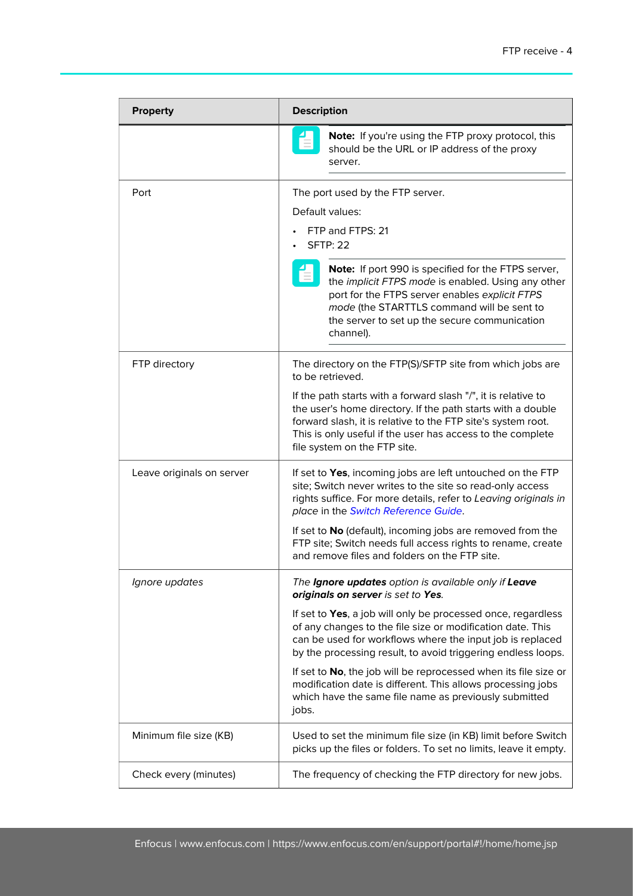| Property | Description |
| --- | --- |
| | **Note:** If you're using the FTP proxy protocol, this should be the URL or IP address of the proxy server. |
| Port | The port used by the FTP server.<br><br>Default values:<br><br>• FTP and FTPS: 21<br>• SFTP: 22<br><br>**Note:** If port 990 is specified for the FTPS server, the *implicit FTPS mode* is enabled. Using any other port for the FTPS server enables *explicit FTPS mode* (the STARTTLS command will be sent to the server to set up the secure communication channel). |
| FTP directory | The directory on the FTP(S)/SFTP site from which jobs are to be retrieved.<br><br>If the path starts with a forward slash "/", it is relative to the user's home directory. If the path starts with a double forward slash, it is relative to the FTP site's system root. This is only useful if the user has access to the complete file system on the FTP site. |
| Leave originals on server | If set to **Yes**, incoming jobs are left untouched on the FTP site; Switch never writes to the site so read-only access rights suffice. For more details, refer to *Leaving originals in place* in the *Switch Reference Guide*.<br><br>If set to **No** (default), incoming jobs are removed from the FTP site; Switch needs full access rights to rename, create and remove files and folders on the FTP site. |
| *Ignore updates* | *The **Ignore updates** option is available only if **Leave originals on server** is set to **Yes**.*<br><br>If set to **Yes**, a job will only be processed once, regardless of any changes to the file size or modification date. This can be used for workflows where the input job is replaced by the processing result, to avoid triggering endless loops.<br><br>If set to **No**, the job will be reprocessed when its file size or modification date is different. This allows processing jobs which have the same file name as previously submitted jobs. |
| Minimum file size (KB) | Used to set the minimum file size (in KB) limit before Switch picks up the files or folders. To set no limits, leave it empty. |
| Check every (minutes) | The frequency of checking the FTP directory for new jobs. |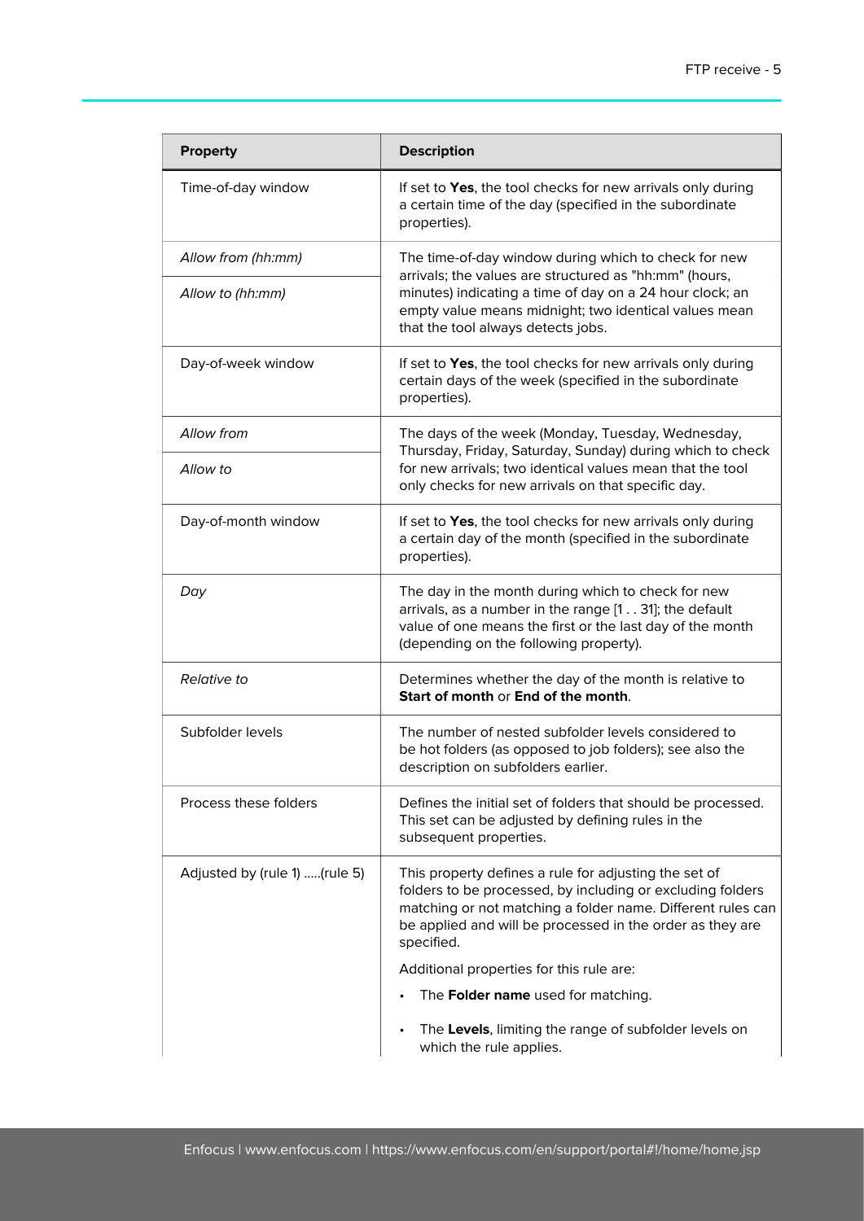| Property | Description |
| --- | --- |
| Time-of-day window | If set to **Yes**, the tool checks for new arrivals only during a certain time of the day (specified in the subordinate properties). |
| *Allow from (hh:mm)* <br> *Allow to (hh:mm)* | The time-of-day window during which to check for new arrivals; the values are structured as "hh:mm" (hours, minutes) indicating a time of day on a 24 hour clock; an empty value means midnight; two identical values mean that the tool always detects jobs. |
| Day-of-week window | If set to **Yes**, the tool checks for new arrivals only during certain days of the week (specified in the subordinate properties). |
| *Allow from* <br> *Allow to* | The days of the week (Monday, Tuesday, Wednesday, Thursday, Friday, Saturday, Sunday) during which to check for new arrivals; two identical values mean that the tool only checks for new arrivals on that specific day. |
| Day-of-month window | If set to **Yes**, the tool checks for new arrivals only during a certain day of the month (specified in the subordinate properties). |
| *Day* | The day in the month during which to check for new arrivals, as a number in the range [1 . . 31]; the default value of one means the first or the last day of the month (depending on the following property). |
| *Relative to* | Determines whether the day of the month is relative to **Start of month** or **End of the month**. |
| Subfolder levels | The number of nested subfolder levels considered to be hot folders (as opposed to job folders); see also the description on subfolders earlier. |
| Process these folders | Defines the initial set of folders that should be processed. This set can be adjusted by defining rules in the subsequent properties. |
| Adjusted by (rule 1) .....(rule 5) | This property defines a rule for adjusting the set of folders to be processed, by including or excluding folders matching or not matching a folder name. Different rules can be applied and will be processed in the order as they are specified. <br> Additional properties for this rule are: <br> • The **Folder name** used for matching. <br> • The **Levels**, limiting the range of subfolder levels on which the rule applies. |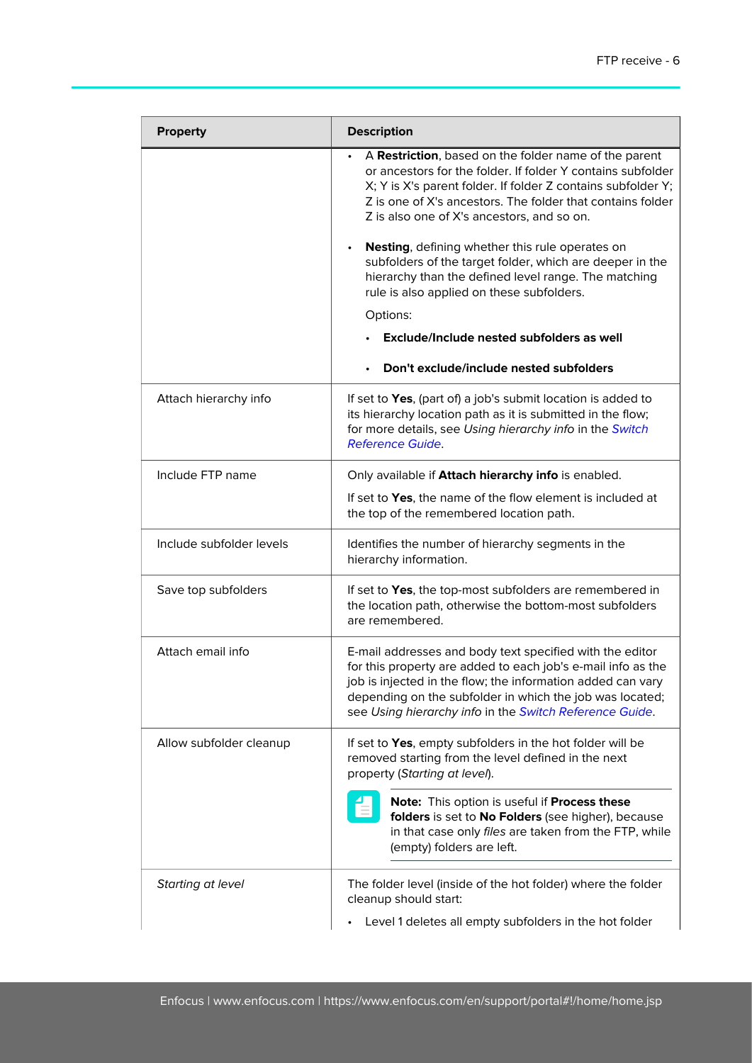| Property | Description |
| --- | --- |
| | • A **Restriction**, based on the folder name of the parent or ancestors for the folder. If folder Y contains subfolder X; Y is X's parent folder. If folder Z contains subfolder Y; Z is one of X's ancestors. The folder that contains folder Z is also one of X's ancestors, and so on.<br><br>• **Nesting**, defining whether this rule operates on subfolders of the target folder, which are deeper in the hierarchy than the defined level range. The matching rule is also applied on these subfolders.<br><br>Options:<br>• **Exclude/Include nested subfolders as well**<br>• **Don't exclude/include nested subfolders** |
| Attach hierarchy info | If set to **Yes**, (part of) a job's submit location is added to its hierarchy location path as it is submitted in the flow; for more details, see *Using hierarchy info* in the *Switch Reference Guide*. |
| Include FTP name | Only available if **Attach hierarchy info** is enabled.<br><br>If set to **Yes**, the name of the flow element is included at the top of the remembered location path. |
| Include subfolder levels | Identifies the number of hierarchy segments in the hierarchy information. |
| Save top subfolders | If set to **Yes**, the top-most subfolders are remembered in the location path, otherwise the bottom-most subfolders are remembered. |
| Attach email info | E-mail addresses and body text specified with the editor for this property are added to each job's e-mail info as the job is injected in the flow; the information added can vary depending on the subfolder in which the job was located; see *Using hierarchy info* in the *Switch Reference Guide*. |
| Allow subfolder cleanup | If set to **Yes**, empty subfolders in the hot folder will be removed starting from the level defined in the next property (*Starting at level*).<br><br>**Note:** This option is useful if **Process these folders** is set to **No Folders** (see higher), because in that case only *files* are taken from the FTP, while (empty) folders are left. |
| *Starting at level* | The folder level (inside of the hot folder) where the folder cleanup should start:<br><br>• Level 1 deletes all empty subfolders in the hot folder |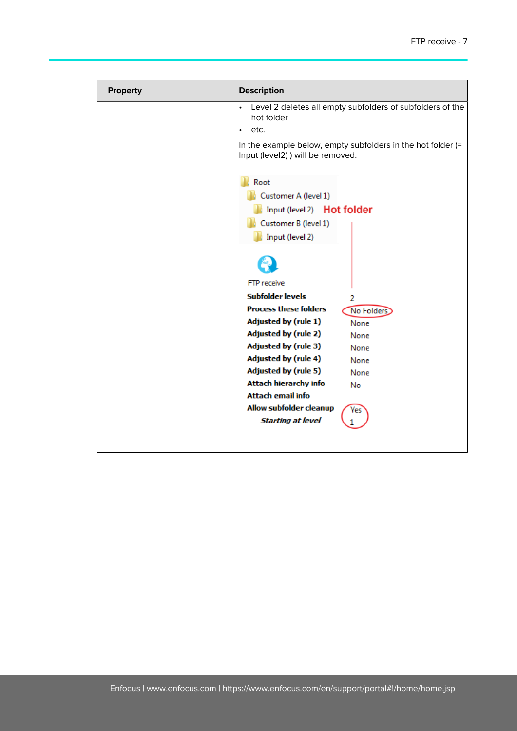| Property | Description |
| --- | --- |
| | • Level 2 deletes all empty subfolders of subfolders of the hot folder<br>• etc.<br><br>In the example below, empty subfolders in the hot folder (= Input (level2) ) will be removed.<br><br>Root<br>Customer A (level 1)<br>Input (level 2) **Hot folder**<br>Customer B (level 1)<br>Input (level 2)<br><br>FTP receive<br>**Subfolder levels** 2<br>**Process these folders** No Folders<br>**Adjusted by (rule 1)** None<br>**Adjusted by (rule 2)** None<br>**Adjusted by (rule 3)** None<br>**Adjusted by (rule 4)** None<br>**Adjusted by (rule 5)** None<br>**Attach hierarchy info** No<br>**Attach email info**<br>**Allow subfolder cleanup** Yes<br>***Starting at level*** 1 |